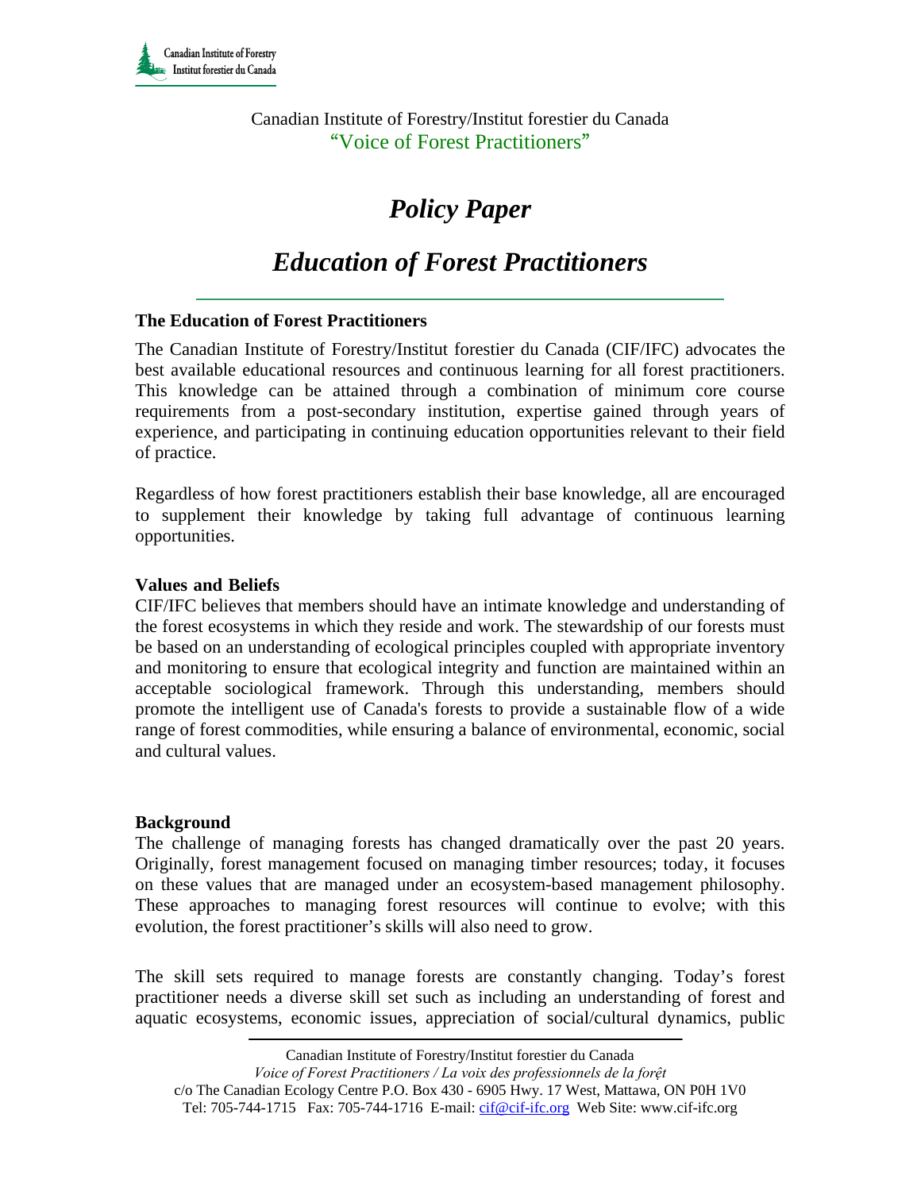Canadian Institute of Forestry/Institut forestier du Canada
"Voice of Forest Practitioners"

# *Policy Paper*

# *Education of Forest Practitioners*

### The Education of Forest Practitioners

The Canadian Institute of Forestry/Institut forestier du Canada (CIF/IFC) advocates the best available educational resources and continuous learning for all forest practitioners. This knowledge can be attained through a combination of minimum core course requirements from a post-secondary institution, expertise gained through years of experience, and participating in continuing education opportunities relevant to their field of practice.

Regardless of how forest practitioners establish their base knowledge, all are encouraged to supplement their knowledge by taking full advantage of continuous learning opportunities.

### Values and Beliefs

CIF/IFC believes that members should have an intimate knowledge and understanding of the forest ecosystems in which they reside and work. The stewardship of our forests must be based on an understanding of ecological principles coupled with appropriate inventory and monitoring to ensure that ecological integrity and function are maintained within an acceptable sociological framework. Through this understanding, members should promote the intelligent use of Canada's forests to provide a sustainable flow of a wide range of forest commodities, while ensuring a balance of environmental, economic, social and cultural values.

### Background

The challenge of managing forests has changed dramatically over the past 20 years. Originally, forest management focused on managing timber resources; today, it focuses on these values that are managed under an ecosystem-based management philosophy. These approaches to managing forest resources will continue to evolve; with this evolution, the forest practitioner's skills will also need to grow.

The skill sets required to manage forests are constantly changing. Today's forest practitioner needs a diverse skill set such as including an understanding of forest and aquatic ecosystems, economic issues, appreciation of social/cultural dynamics, public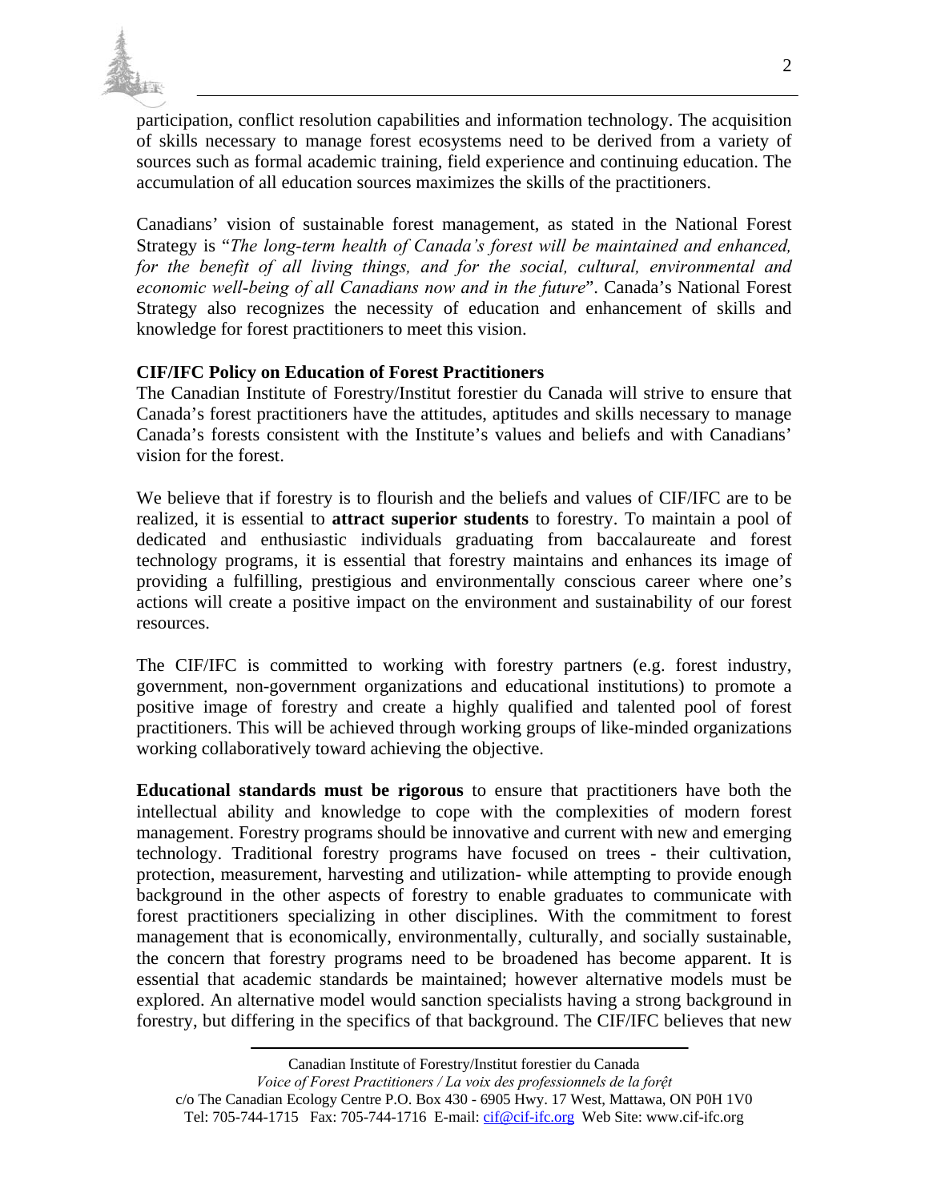participation, conflict resolution capabilities and information technology. The acquisition of skills necessary to manage forest ecosystems need to be derived from a variety of sources such as formal academic training, field experience and continuing education. The accumulation of all education sources maximizes the skills of the practitioners.

Canadians' vision of sustainable forest management, as stated in the National Forest Strategy is "*The long-term health of Canada's forest will be maintained and enhanced, for the benefit of all living things, and for the social, cultural, environmental and economic well-being of all Canadians now and in the future*". Canada's National Forest Strategy also recognizes the necessity of education and enhancement of skills and knowledge for forest practitioners to meet this vision.

**CIF/IFC Policy on Education of Forest Practitioners**

The Canadian Institute of Forestry/Institut forestier du Canada will strive to ensure that Canada's forest practitioners have the attitudes, aptitudes and skills necessary to manage Canada's forests consistent with the Institute's values and beliefs and with Canadians' vision for the forest.

We believe that if forestry is to flourish and the beliefs and values of CIF/IFC are to be realized, it is essential to **attract superior students** to forestry. To maintain a pool of dedicated and enthusiastic individuals graduating from baccalaureate and forest technology programs, it is essential that forestry maintains and enhances its image of providing a fulfilling, prestigious and environmentally conscious career where one's actions will create a positive impact on the environment and sustainability of our forest resources.

The CIF/IFC is committed to working with forestry partners (e.g. forest industry, government, non-government organizations and educational institutions) to promote a positive image of forestry and create a highly qualified and talented pool of forest practitioners. This will be achieved through working groups of like-minded organizations working collaboratively toward achieving the objective.

**Educational standards must be rigorous** to ensure that practitioners have both the intellectual ability and knowledge to cope with the complexities of modern forest management. Forestry programs should be innovative and current with new and emerging technology. Traditional forestry programs have focused on trees - their cultivation, protection, measurement, harvesting and utilization- while attempting to provide enough background in the other aspects of forestry to enable graduates to communicate with forest practitioners specializing in other disciplines. With the commitment to forest management that is economically, environmentally, culturally, and socially sustainable, the concern that forestry programs need to be broadened has become apparent. It is essential that academic standards be maintained; however alternative models must be explored. An alternative model would sanction specialists having a strong background in forestry, but differing in the specifics of that background. The CIF/IFC believes that new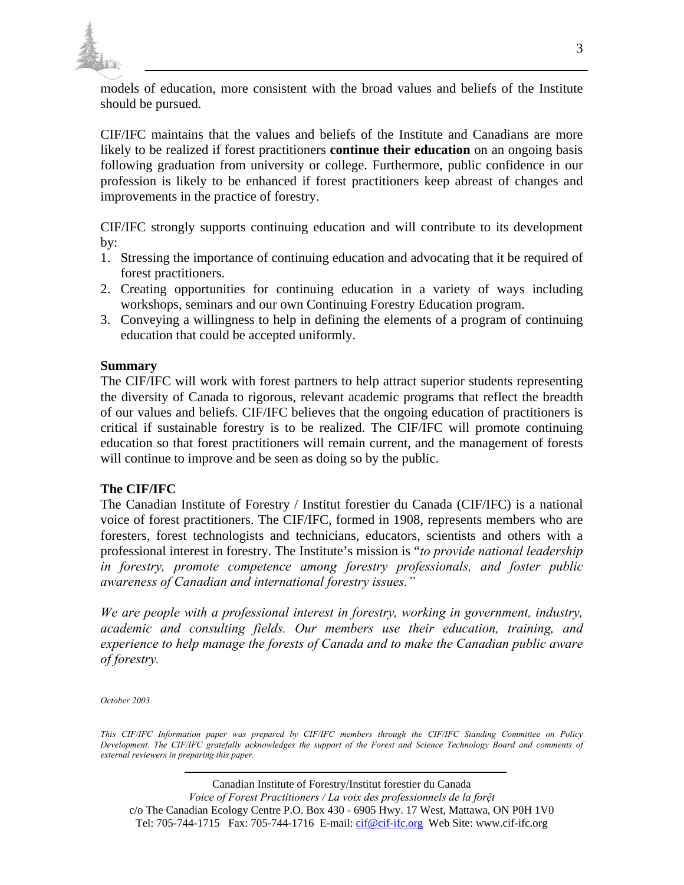models of education, more consistent with the broad values and beliefs of the Institute should be pursued.

CIF/IFC maintains that the values and beliefs of the Institute and Canadians are more likely to be realized if forest practitioners **continue their education** on an ongoing basis following graduation from university or college. Furthermore, public confidence in our profession is likely to be enhanced if forest practitioners keep abreast of changes and improvements in the practice of forestry.

CIF/IFC strongly supports continuing education and will contribute to its development by:

1. Stressing the importance of continuing education and advocating that it be required of forest practitioners.
2. Creating opportunities for continuing education in a variety of ways including workshops, seminars and our own Continuing Forestry Education program.
3. Conveying a willingness to help in defining the elements of a program of continuing education that could be accepted uniformly.

**Summary**

The CIF/IFC will work with forest partners to help attract superior students representing the diversity of Canada to rigorous, relevant academic programs that reflect the breadth of our values and beliefs. CIF/IFC believes that the ongoing education of practitioners is critical if sustainable forestry is to be realized. The CIF/IFC will promote continuing education so that forest practitioners will remain current, and the management of forests will continue to improve and be seen as doing so by the public.

**The CIF/IFC**

The Canadian Institute of Forestry / Institut forestier du Canada (CIF/IFC) is a national voice of forest practitioners. The CIF/IFC, formed in 1908, represents members who are foresters, forest technologists and technicians, educators, scientists and others with a professional interest in forestry. The Institute's mission is "*to provide national leadership in forestry, promote competence among forestry professionals, and foster public awareness of Canadian and international forestry issues."*

*We are people with a professional interest in forestry, working in government, industry, academic and consulting fields. Our members use their education, training, and experience to help manage the forests of Canada and to make the Canadian public aware of forestry.*

*October 2003*

*This CIF/IFC Information paper was prepared by CIF/IFC members through the CIF/IFC Standing Committee on Policy Development. The CIF/IFC gratefully acknowledges the support of the Forest and Science Technology Board and comments of external reviewers in preparing this paper.*

Canadian Institute of Forestry/Institut forestier du Canada
*Voice of Forest Practitioners / La voix des professionnels de la forệt*
c/o The Canadian Ecology Centre P.O. Box 430 - 6905 Hwy. 17 West, Mattawa, ON P0H 1V0
Tel: 705-744-1715 Fax: 705-744-1716 E-mail: cif@cif-ifc.org Web Site: www.cif-ifc.org